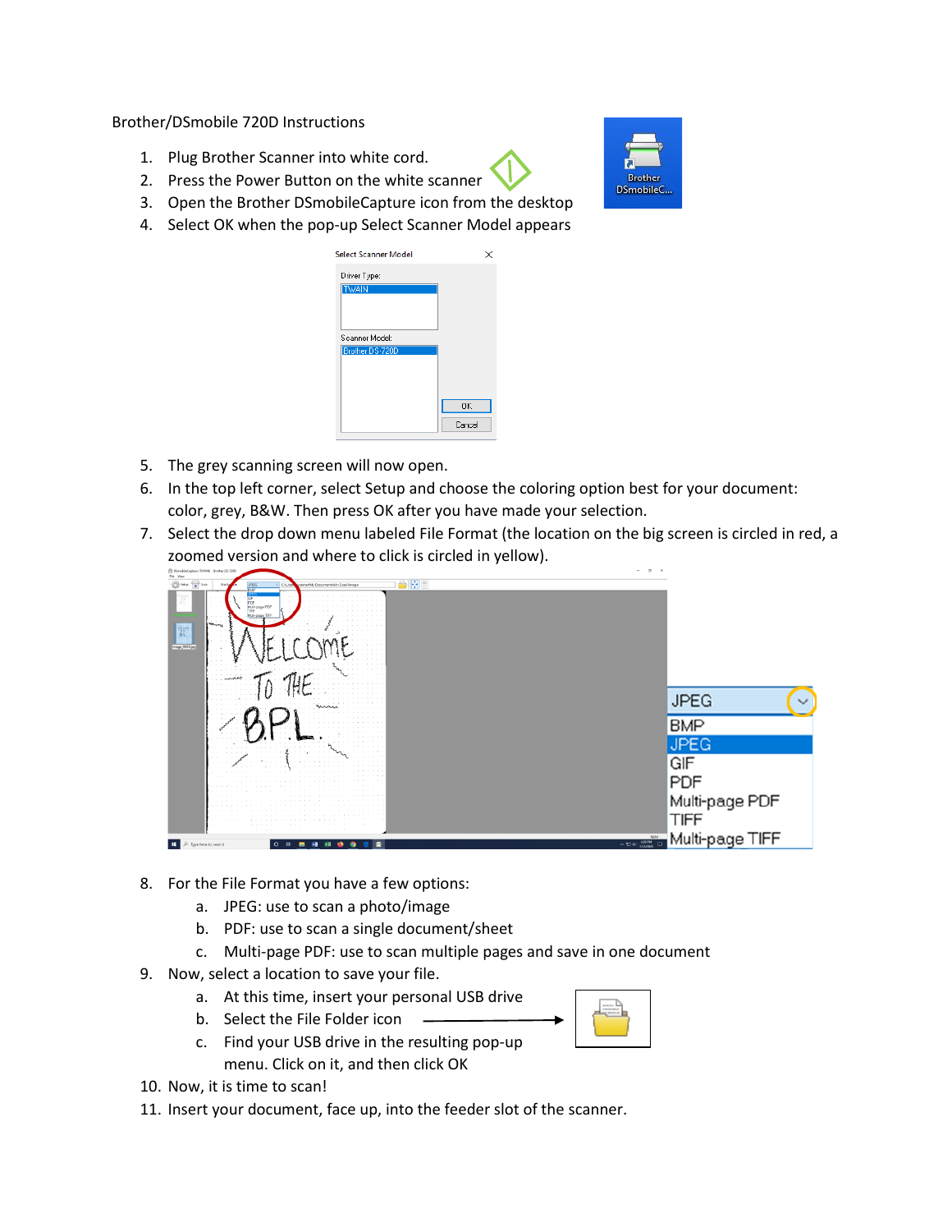Brother/DSmobile 720D Instructions

1. Plug Brother Scanner into white cord.
2. Press the Power Button on the white scanner
3. Open the Brother DSmobileCapture icon from the desktop
4. Select OK when the pop-up Select Scanner Model appears
5. The grey scanning screen will now open.
6. In the top left corner, select Setup and choose the coloring option best for your document: color, grey, B&W. Then press OK after you have made your selection.
7. Select the drop down menu labeled File Format (the location on the big screen is circled in red, a zoomed version and where to click is circled in yellow).
8. For the File Format you have a few options:
   a. JPEG: use to scan a photo/image
   b. PDF: use to scan a single document/sheet
   c. Multi-page PDF: use to scan multiple pages and save in one document
9. Now, select a location to save your file.
   a. At this time, insert your personal USB drive
   b. Select the File Folder icon
   c. Find your USB drive in the resulting pop-up menu. Click on it, and then click OK
10. Now, it is time to scan!
11. Insert your document, face up, into the feeder slot of the scanner.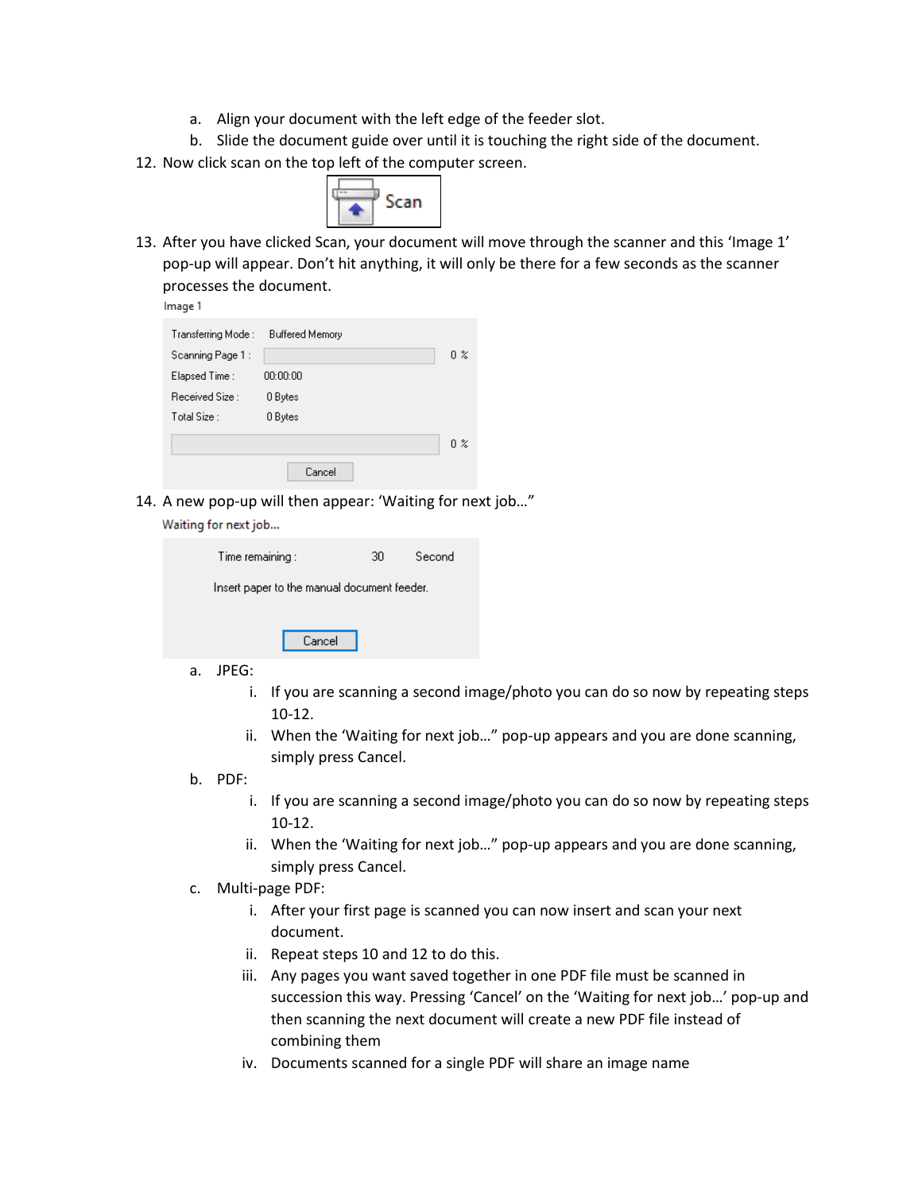a. Align your document with the left edge of the feeder slot.
   b. Slide the document guide over until it is touching the right side of the document.

12. Now click scan on the top left of the computer screen.
13. After you have clicked Scan, your document will move through the scanner and this 'Image 1' pop-up will appear. Don't hit anything, it will only be there for a few seconds as the scanner processes the document.
14. A new pop-up will then appear: 'Waiting for next job…"
    a. JPEG:
       i. If you are scanning a second image/photo you can do so now by repeating steps 10-12.
       ii. When the 'Waiting for next job…" pop-up appears and you are done scanning, simply press Cancel.
    b. PDF:
       i. If you are scanning a second image/photo you can do so now by repeating steps 10-12.
       ii. When the 'Waiting for next job…" pop-up appears and you are done scanning, simply press Cancel.
    c. Multi-page PDF:
       i. After your first page is scanned you can now insert and scan your next document.
       ii. Repeat steps 10 and 12 to do this.
       iii. Any pages you want saved together in one PDF file must be scanned in succession this way. Pressing 'Cancel' on the 'Waiting for next job…' pop-up and then scanning the next document will create a new PDF file instead of combining them
       iv. Documents scanned for a single PDF will share an image name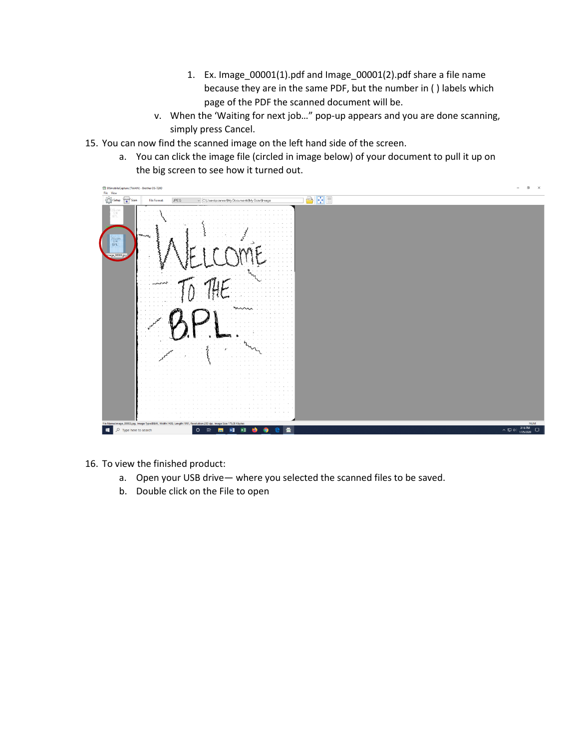1. Ex. Image_00001(1).pdf and Image_00001(2).pdf share a file name because they are in the same PDF, but the number in ( ) labels which page of the PDF the scanned document will be.

v. When the 'Waiting for next job…' pop-up appears and you are done scanning, simply press Cancel.

15. You can now find the scanned image on the left hand side of the screen.
    a. You can click the image file (circled in image below) of your document to pull it up on the big screen to see how it turned out.

16. To view the finished product:
    a. Open your USB drive— where you selected the scanned files to be saved.
    b. Double click on the File to open